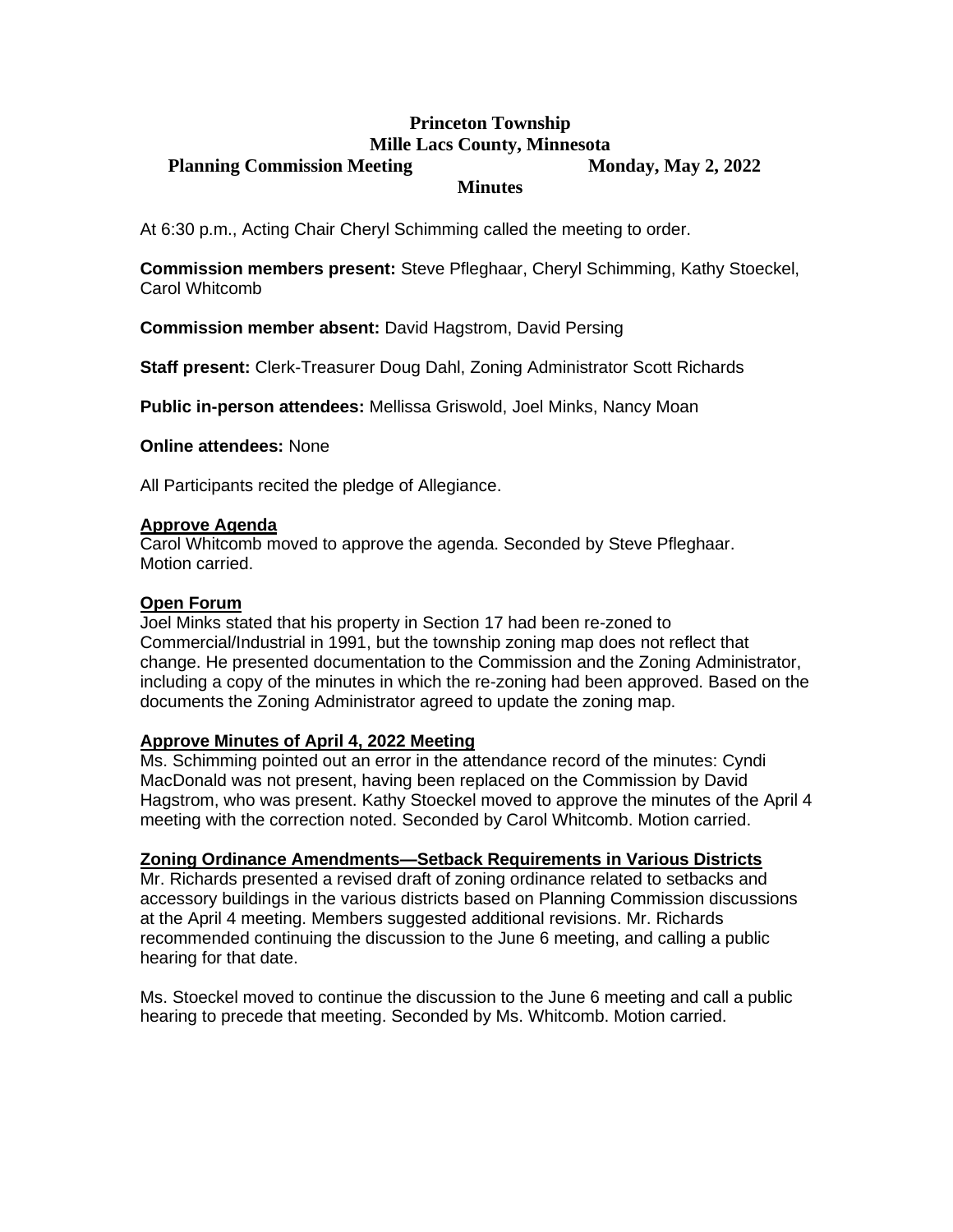# Princeton Township
## Mille Lacs County, Minnesota
## Planning Commission Meeting — Monday, May 2, 2022
## Minutes

At 6:30 p.m., Acting Chair Cheryl Schimming called the meeting to order.

**Commission members present:** Steve Pfleghaar, Cheryl Schimming, Kathy Stoeckel, Carol Whitcomb

**Commission member absent:** David Hagstrom, David Persing

**Staff present:** Clerk-Treasurer Doug Dahl, Zoning Administrator Scott Richards

**Public in-person attendees:** Mellissa Griswold, Joel Minks, Nancy Moan

**Online attendees:** None

All Participants recited the pledge of Allegiance.

**Approve Agenda**

Carol Whitcomb moved to approve the agenda. Seconded by Steve Pfleghaar. Motion carried.

**Open Forum**

Joel Minks stated that his property in Section 17 had been re-zoned to Commercial/Industrial in 1991, but the township zoning map does not reflect that change. He presented documentation to the Commission and the Zoning Administrator, including a copy of the minutes in which the re-zoning had been approved. Based on the documents the Zoning Administrator agreed to update the zoning map.

**Approve Minutes of April 4, 2022 Meeting**

Ms. Schimming pointed out an error in the attendance record of the minutes: Cyndi MacDonald was not present, having been replaced on the Commission by David Hagstrom, who was present. Kathy Stoeckel moved to approve the minutes of the April 4 meeting with the correction noted. Seconded by Carol Whitcomb. Motion carried.

**Zoning Ordinance Amendments—Setback Requirements in Various Districts**

Mr. Richards presented a revised draft of zoning ordinance related to setbacks and accessory buildings in the various districts based on Planning Commission discussions at the April 4 meeting. Members suggested additional revisions. Mr. Richards recommended continuing the discussion to the June 6 meeting, and calling a public hearing for that date.

Ms. Stoeckel moved to continue the discussion to the June 6 meeting and call a public hearing to precede that meeting. Seconded by Ms. Whitcomb. Motion carried.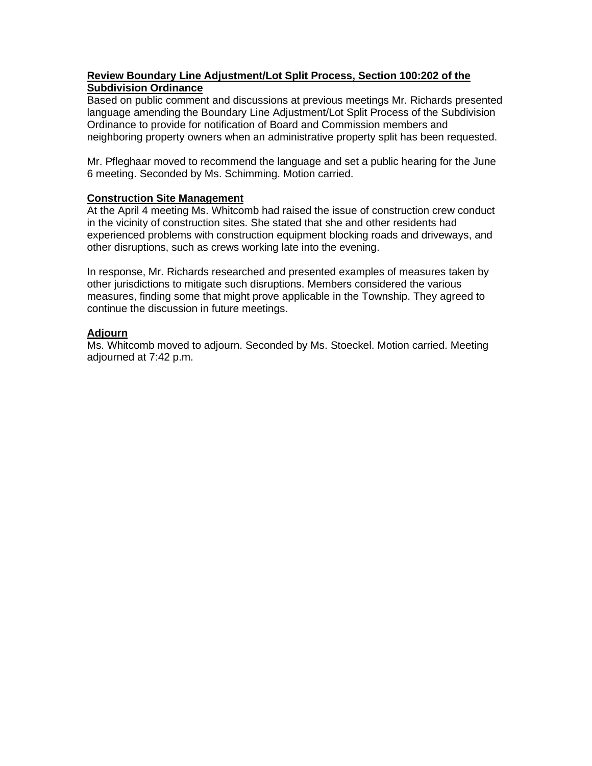**Review Boundary Line Adjustment/Lot Split Process, Section 100:202 of the Subdivision Ordinance**

Based on public comment and discussions at previous meetings Mr. Richards presented language amending the Boundary Line Adjustment/Lot Split Process of the Subdivision Ordinance to provide for notification of Board and Commission members and neighboring property owners when an administrative property split has been requested.

Mr. Pfleghaar moved to recommend the language and set a public hearing for the June 6 meeting. Seconded by Ms. Schimming. Motion carried.

**Construction Site Management**

At the April 4 meeting Ms. Whitcomb had raised the issue of construction crew conduct in the vicinity of construction sites. She stated that she and other residents had experienced problems with construction equipment blocking roads and driveways, and other disruptions, such as crews working late into the evening.

In response, Mr. Richards researched and presented examples of measures taken by other jurisdictions to mitigate such disruptions. Members considered the various measures, finding some that might prove applicable in the Township. They agreed to continue the discussion in future meetings.

**Adjourn**

Ms. Whitcomb moved to adjourn. Seconded by Ms. Stoeckel. Motion carried. Meeting adjourned at 7:42 p.m.